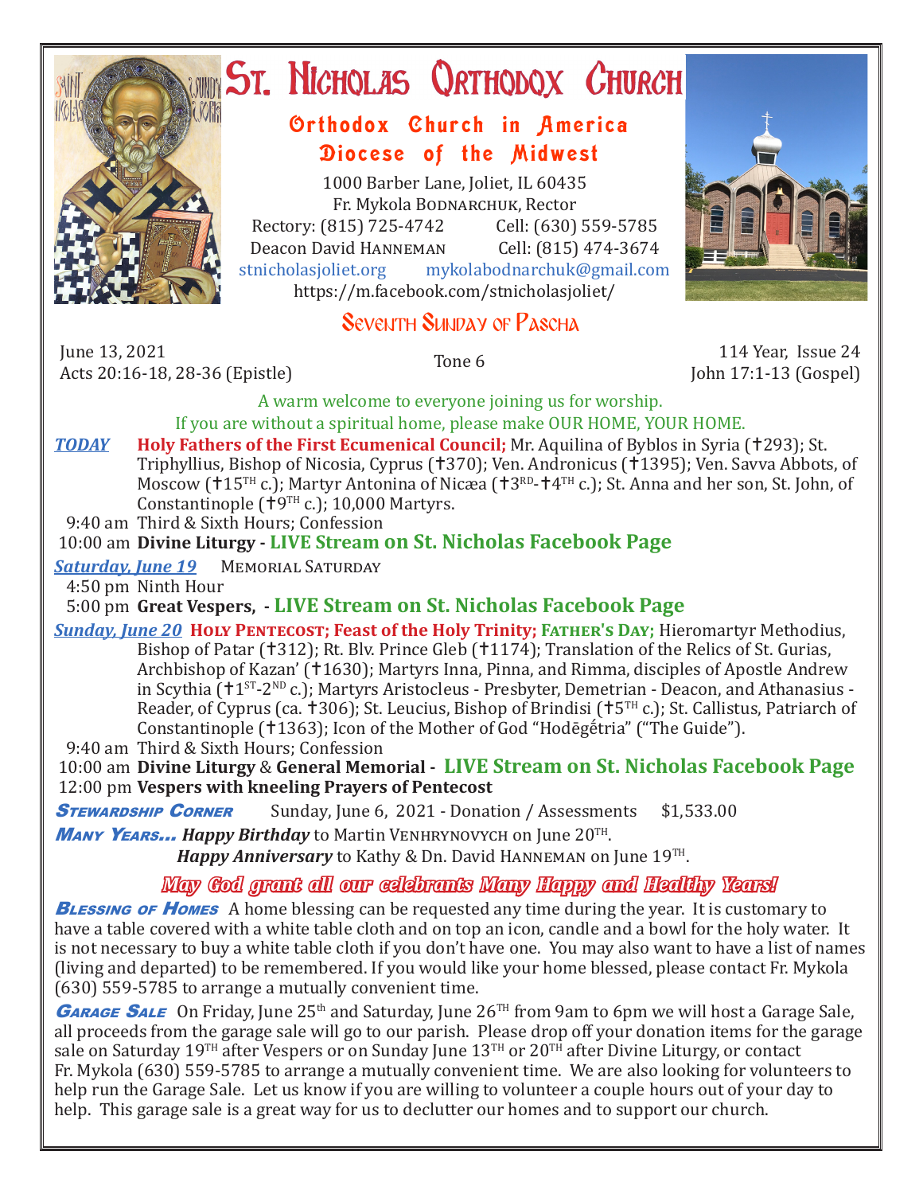# St. Nicholas Orthodox Church

## Orthodox Church in America
## Diocese of the Midwest

1000 Barber Lane, Joliet, IL 60435
Fr. Mykola Bodnarchuk, Rector
Rectory: (815) 725-4742 Cell: (630) 559-5785
Deacon David Hanneman Cell: (815) 474-3674
stnicholasjoliet.org mykolabodnarchuk@gmail.com
https://m.facebook.com/stnicholasjoliet/

## Seventh Sunday of Pascha

June 13, 2021
Acts 20:16-18, 28-36 (Epistle)

Tone 6

114 Year, Issue 24
John 17:1-13 (Gospel)

A warm welcome to everyone joining us for worship.
If you are without a spiritual home, please make OUR HOME, YOUR HOME.

***TODAY*** **Holy Fathers of the First Ecumenical Council;** Mr. Aquilina of Byblos in Syria (✝293); St. Triphyllius, Bishop of Nicosia, Cyprus (✝370); Ven. Andronicus (✝1395); Ven. Savva Abbots, of Moscow (✝15TH c.); Martyr Antonina of Nicæa (✝3RD-✝4TH c.); St. Anna and her son, St. John, of Constantinople (✝9TH c.); 10,000 Martyrs.

9:40 am Third & Sixth Hours; Confession
10:00 am **Divine Liturgy - LIVE Stream on St. Nicholas Facebook Page**

***Saturday, June 19*** Memorial Saturday

4:50 pm Ninth Hour
5:00 pm **Great Vespers, - LIVE Stream on St. Nicholas Facebook Page**

***Sunday, June 20*** **Holy Pentecost; Feast of the Holy Trinity; Father's Day;** Hieromartyr Methodius, Bishop of Patar (✝312); Rt. Blv. Prince Gleb (✝1174); Translation of the Relics of St. Gurias, Archbishop of Kazan' (✝1630); Martyrs Inna, Pinna, and Rimma, disciples of Apostle Andrew in Scythia (✝1ST-2ND c.); Martyrs Aristocleus - Presbyter, Demetrian - Deacon, and Athanasius - Reader, of Cyprus (ca. ✝306); St. Leucius, Bishop of Brindisi (✝5TH c.); St. Callistus, Patriarch of Constantinople (✝1363); Icon of the Mother of God "Hodēgḗtria" ("The Guide").

9:40 am Third & Sixth Hours; Confession
10:00 am **Divine Liturgy** & **General Memorial - LIVE Stream on St. Nicholas Facebook Page**
12:00 pm **Vespers with kneeling Prayers of Pentecost**

***Stewardship Corner*** Sunday, June 6, 2021 - Donation / Assessments $1,533.00

***Many Years...*** ***Happy Birthday*** to Martin Venhrynovych on June 20TH.
***Happy Anniversary*** to Kathy & Dn. David Hanneman on June 19TH.

*May God grant all our celebrants Many Happy and Healthy Years!*

***Blessing of Homes*** A home blessing can be requested any time during the year. It is customary to have a table covered with a white table cloth and on top an icon, candle and a bowl for the holy water. It is not necessary to buy a white table cloth if you don't have one. You may also want to have a list of names (living and departed) to be remembered. If you would like your home blessed, please contact Fr. Mykola (630) 559-5785 to arrange a mutually convenient time.

***Garage Sale*** On Friday, June 25th and Saturday, June 26TH from 9am to 6pm we will host a Garage Sale, all proceeds from the garage sale will go to our parish. Please drop off your donation items for the garage sale on Saturday 19TH after Vespers or on Sunday June 13TH or 20TH after Divine Liturgy, or contact Fr. Mykola (630) 559-5785 to arrange a mutually convenient time. We are also looking for volunteers to help run the Garage Sale. Let us know if you are willing to volunteer a couple hours out of your day to help. This garage sale is a great way for us to declutter our homes and to support our church.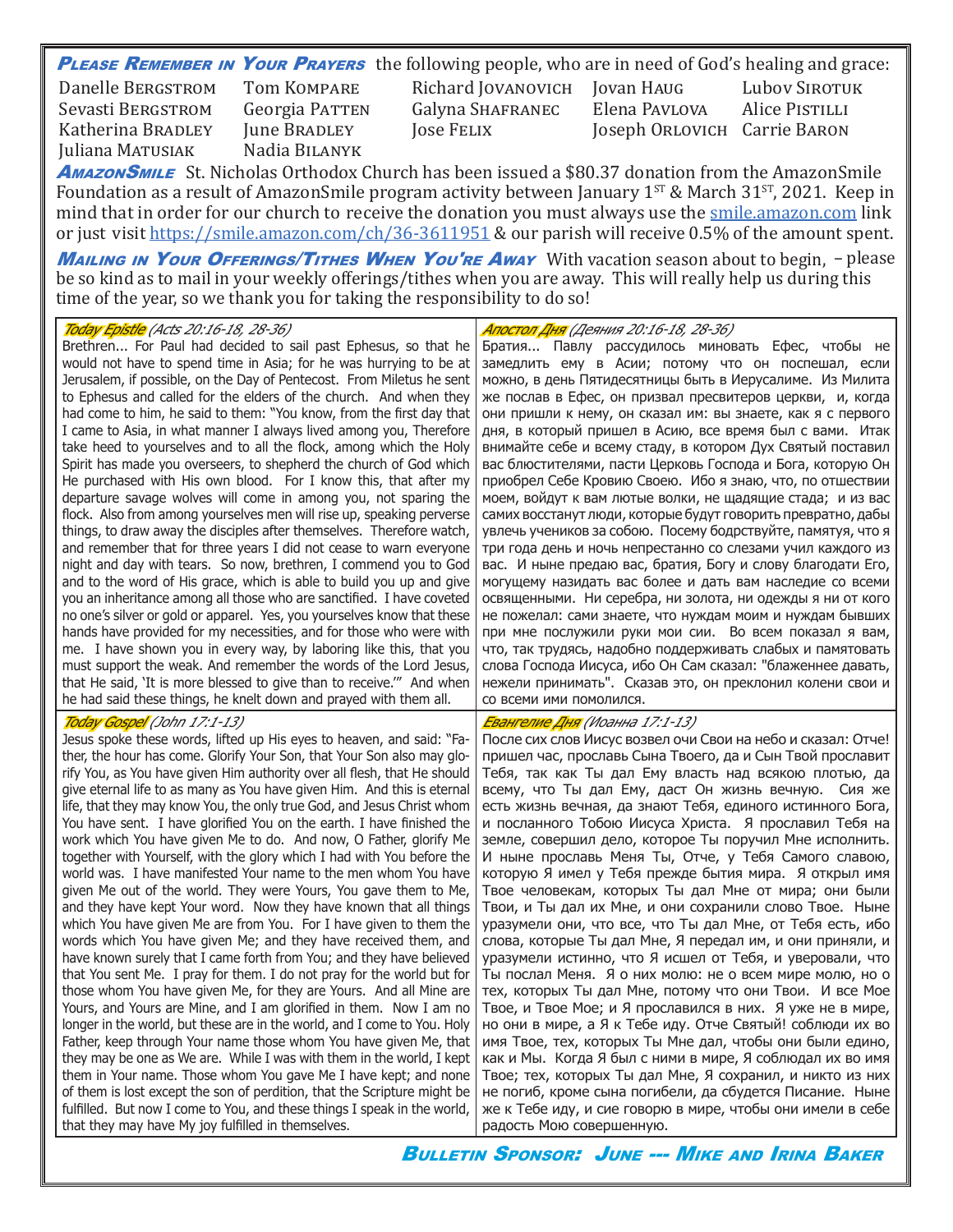**Please Remember in Your Prayers** the following people, who are in need of God's healing and grace:

Danelle Bergstrom, Tom Kompare, Richard Jovanovich, Jovan Haug, Lubov Sirotuk, Sevasti Bergstrom, Georgia Patten, Galyna Shafranec, Elena Pavlova, Alice Pistilli, Katherina Bradley, June Bradley, Jose Felix, Joseph Orlovich, Carrie Baron, Juliana Matusiak, Nadia Bilanyk

**AmazonSmile** St. Nicholas Orthodox Church has been issued a $80.37 donation from the AmazonSmile Foundation as a result of AmazonSmile program activity between January 1ST & March 31ST, 2021. Keep in mind that in order for our church to receive the donation you must always use the smile.amazon.com link or just visit https://smile.amazon.com/ch/36-3611951 & our parish will receive 0.5% of the amount spent.

**Mailing in Your Offerings/Tithes When You're Away** With vacation season about to begin, – please be so kind as to mail in your weekly offerings/tithes when you are away. This will really help us during this time of the year, so we thank you for taking the responsibility to do so!

***Today Epistle*** *(Acts 20:16-18, 28-36)*

Brethren... For Paul had decided to sail past Ephesus, so that he would not have to spend time in Asia; for he was hurrying to be at Jerusalem, if possible, on the Day of Pentecost. From Miletus he sent to Ephesus and called for the elders of the church. And when they had come to him, he said to them: "You know, from the first day that I came to Asia, in what manner I always lived among you, Therefore take heed to yourselves and to all the flock, among which the Holy Spirit has made you overseers, to shepherd the church of God which He purchased with His own blood. For I know this, that after my departure savage wolves will come in among you, not sparing the flock. Also from among yourselves men will rise up, speaking perverse things, to draw away the disciples after themselves. Therefore watch, and remember that for three years I did not cease to warn everyone night and day with tears. So now, brethren, I commend you to God and to the word of His grace, which is able to build you up and give you an inheritance among all those who are sanctified. I have coveted no one's silver or gold or apparel. Yes, you yourselves know that these hands have provided for my necessities, and for those who were with me. I have shown you in every way, by laboring like this, that you must support the weak. And remember the words of the Lord Jesus, that He said, 'It is more blessed to give than to receive.'" And when he had said these things, he knelt down and prayed with them all.

***Апостол Дня*** *(Деяния 20:16-18, 28-36)*

Братия... Павлу рассудилось миновать Ефес, чтобы не замедлить ему в Асии; потому что он поспешал, если можно, в день Пятидесятницы быть в Иерусалиме. Из Милита же послав в Ефес, он призвал пресвитеров церкви, и, когда они пришли к нему, он сказал им: вы знаете, как я с первого дня, в который пришел в Асию, все время был с вами. Итак внимайте себе и всему стаду, в котором Дух Святый поставил вас блюстителями, пасти Церковь Господа и Бога, которую Он приобрел Себе Кровию Своею. Ибо я знаю, что, по отшествии моем, войдут к вам лютые волки, не щадящие стада; и из вас самих восстанут люди, которые будут говорить превратно, дабы увлечь учеников за собою. Посему бодрствуйте, памятуя, что я три года день и ночь непрестанно со слезами учил каждого из вас. И ныне предаю вас, братия, Богу и слову благодати Его, могущему назидать вас более и дать вам наследие со всеми освященными. Ни серебра, ни золота, ни одежды я ни от кого не пожелал: сами знаете, что нуждам моим и нуждам бывших при мне послужили руки мои сии. Во всем показал я вам, что, так трудясь, надобно поддерживать слабых и памятовать слова Господа Иисуса, ибо Он Сам сказал: "блаженнее давать, нежели принимать". Сказав это, он преклонил колени свои и со всеми ими помолился.

***Today Gospel*** *(John 17:1-13)*

Jesus spoke these words, lifted up His eyes to heaven, and said: "Father, the hour has come. Glorify Your Son, that Your Son also may glorify You, as You have given Him authority over all flesh, that He should give eternal life to as many as You have given Him. And this is eternal life, that they may know You, the only true God, and Jesus Christ whom You have sent. I have glorified You on the earth. I have finished the work which You have given Me to do. And now, O Father, glorify Me together with Yourself, with the glory which I had with You before the world was. I have manifested Your name to the men whom You have given Me out of the world. They were Yours, You gave them to Me, and they have kept Your word. Now they have known that all things which You have given Me are from You. For I have given to them the words which You have given Me; and they have received them, and have known surely that I came forth from You; and they have believed that You sent Me. I pray for them. I do not pray for the world but for those whom You have given Me, for they are Yours. And all Mine are Yours, and Yours are Mine, and I am glorified in them. Now I am no longer in the world, but these are in the world, and I come to You. Holy Father, keep through Your name those whom You have given Me, that they may be one as We are. While I was with them in the world, I kept them in Your name. Those whom You gave Me I have kept; and none of them is lost except the son of perdition, that the Scripture might be fulfilled. But now I come to You, and these things I speak in the world, that they may have My joy fulfilled in themselves.

***Евангелие Дня*** *(Иоанна 17:1-13)*

После сих слов Иисус возвел очи Свои на небо и сказал: Отче! пришел час, прославь Сына Твоего, да и Сын Твой прославит Тебя, так как Ты дал Ему власть над всякою плотью, да всему, что Ты дал Ему, даст Он жизнь вечную. Сия же есть жизнь вечная, да знают Тебя, единого истинного Бога, и посланного Тобою Иисуса Христа. Я прославил Тебя на земле, совершил дело, которое Ты поручил Мне исполнить. И ныне прославь Меня Ты, Отче, у Тебя Самого славою, которую Я имел у Тебя прежде бытия мира. Я открыл имя Твое человекам, которых Ты дал Мне от мира; они были Твои, и Ты дал их Мне, и они сохранили слово Твое. Ныне уразумели они, что все, что Ты дал Мне, от Тебя есть, ибо слова, которые Ты дал Мне, Я передал им, и они приняли, и уразумели истинно, что Я исшел от Тебя, и уверовали, что Ты послал Меня. Я о них молю: не о всем мире молю, но о тех, которых Ты дал Мне, потому что они Твои. И все Мое Твое, и Твое Мое; и Я прославился в них. Я уже не в мире, но они в мире, а Я к Тебе иду. Отче Святый! соблюди их во имя Твое, тех, которых Ты Мне дал, чтобы они были едино, как и Мы. Когда Я был с ними в мире, Я соблюдал их во имя Твое; тех, которых Ты дал Мне, Я сохранил, и никто из них не погиб, кроме сына погибели, да сбудется Писание. Ныне же к Тебе иду, и сие говорю в мире, чтобы они имели в себе радость Мою совершенную.

**Bulletin Sponsor: June --- Mike and Irina Baker**